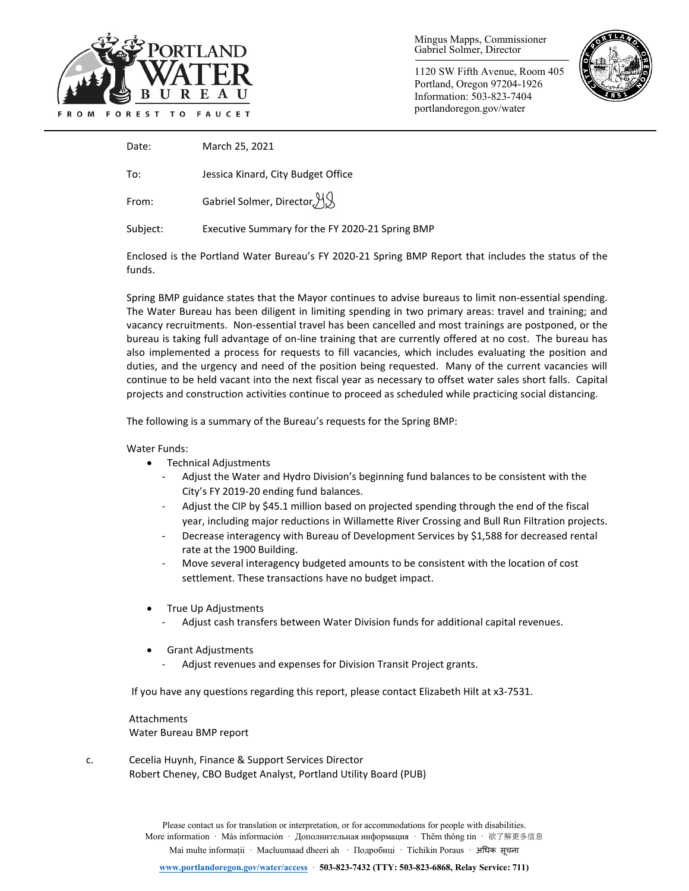PORTLAND WATER BUREAU

FROM FOREST TO FAUCET

Mingus Mapps, Commissioner
Gabriel Solmer, Director

1120 SW Fifth Avenue, Room 405
Portland, Oregon 97204-1926
Information: 503-823-7404
portlandoregon.gov/water

Date: March 25, 2021

To: Jessica Kinard, City Budget Office

From: Gabriel Solmer, Director

Subject: Executive Summary for the FY 2020-21 Spring BMP

Enclosed is the Portland Water Bureau's FY 2020-21 Spring BMP Report that includes the status of the funds.

Spring BMP guidance states that the Mayor continues to advise bureaus to limit non-essential spending. The Water Bureau has been diligent in limiting spending in two primary areas: travel and training; and vacancy recruitments. Non-essential travel has been cancelled and most trainings are postponed, or the bureau is taking full advantage of on-line training that are currently offered at no cost. The bureau has also implemented a process for requests to fill vacancies, which includes evaluating the position and duties, and the urgency and need of the position being requested. Many of the current vacancies will continue to be held vacant into the next fiscal year as necessary to offset water sales short falls. Capital projects and construction activities continue to proceed as scheduled while practicing social distancing.

The following is a summary of the Bureau's requests for the Spring BMP:

Water Funds:

- Technical Adjustments
  - Adjust the Water and Hydro Division's beginning fund balances to be consistent with the City's FY 2019-20 ending fund balances.
  - Adjust the CIP by $45.1 million based on projected spending through the end of the fiscal year, including major reductions in Willamette River Crossing and Bull Run Filtration projects.
  - Decrease interagency with Bureau of Development Services by $1,588 for decreased rental rate at the 1900 Building.
  - Move several interagency budgeted amounts to be consistent with the location of cost settlement. These transactions have no budget impact.

- True Up Adjustments
  - Adjust cash transfers between Water Division funds for additional capital revenues.

- Grant Adjustments
  - Adjust revenues and expenses for Division Transit Project grants.

If you have any questions regarding this report, please contact Elizabeth Hilt at x3-7531.

Attachments
Water Bureau BMP report

c. Cecelia Huynh, Finance & Support Services Director
Robert Cheney, CBO Budget Analyst, Portland Utility Board (PUB)

Please contact us for translation or interpretation, or for accommodations for people with disabilities.
More information · Más información · Дополнительная информация · Thêm thông tin · 欲了解更多信息
Mai multe informații · Macluumaad dheeri ah · Подробиці · Tichikin Poraus · अधिक सूचना

www.portlandoregon.gov/water/access · 503-823-7432 (TTY: 503-823-6868, Relay Service: 711)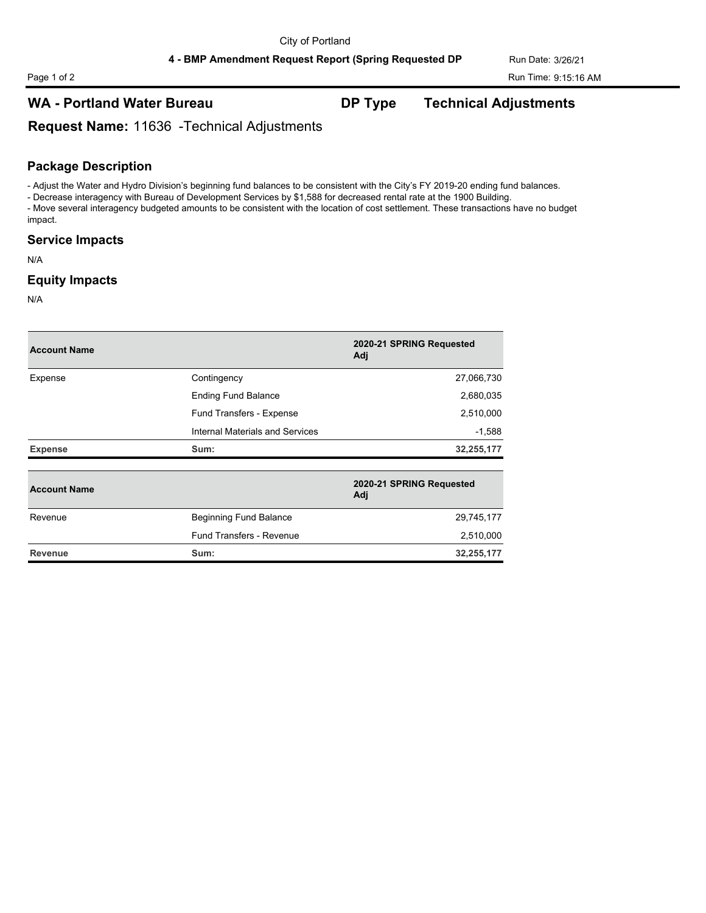City of Portland

**4 - BMP Amendment Request Report (Spring Requested DP**

Run Date: 3/26/21

Run Time: 9:15:16 AM

## WA - Portland Water Bureau

**DP Type** **Technical Adjustments**

**Request Name:** 11636 -Technical Adjustments

### Package Description

- Adjust the Water and Hydro Division's beginning fund balances to be consistent with the City's FY 2019-20 ending fund balances.
- Decrease interagency with Bureau of Development Services by $1,588 for decreased rental rate at the 1900 Building.
- Move several interagency budgeted amounts to be consistent with the location of cost settlement. These transactions have no budget impact.

### Service Impacts

N/A

### Equity Impacts

N/A

| Account Name | | 2020-21 SPRING Requested Adj |
|---|---|---|
| Expense | Contingency | 27,066,730 |
| | Ending Fund Balance | 2,680,035 |
| | Fund Transfers - Expense | 2,510,000 |
| | Internal Materials and Services | -1,588 |
| **Expense** | **Sum:** | **32,255,177** |

| Account Name | | 2020-21 SPRING Requested Adj |
|---|---|---|
| Revenue | Beginning Fund Balance | 29,745,177 |
| | Fund Transfers - Revenue | 2,510,000 |
| **Revenue** | **Sum:** | **32,255,177** |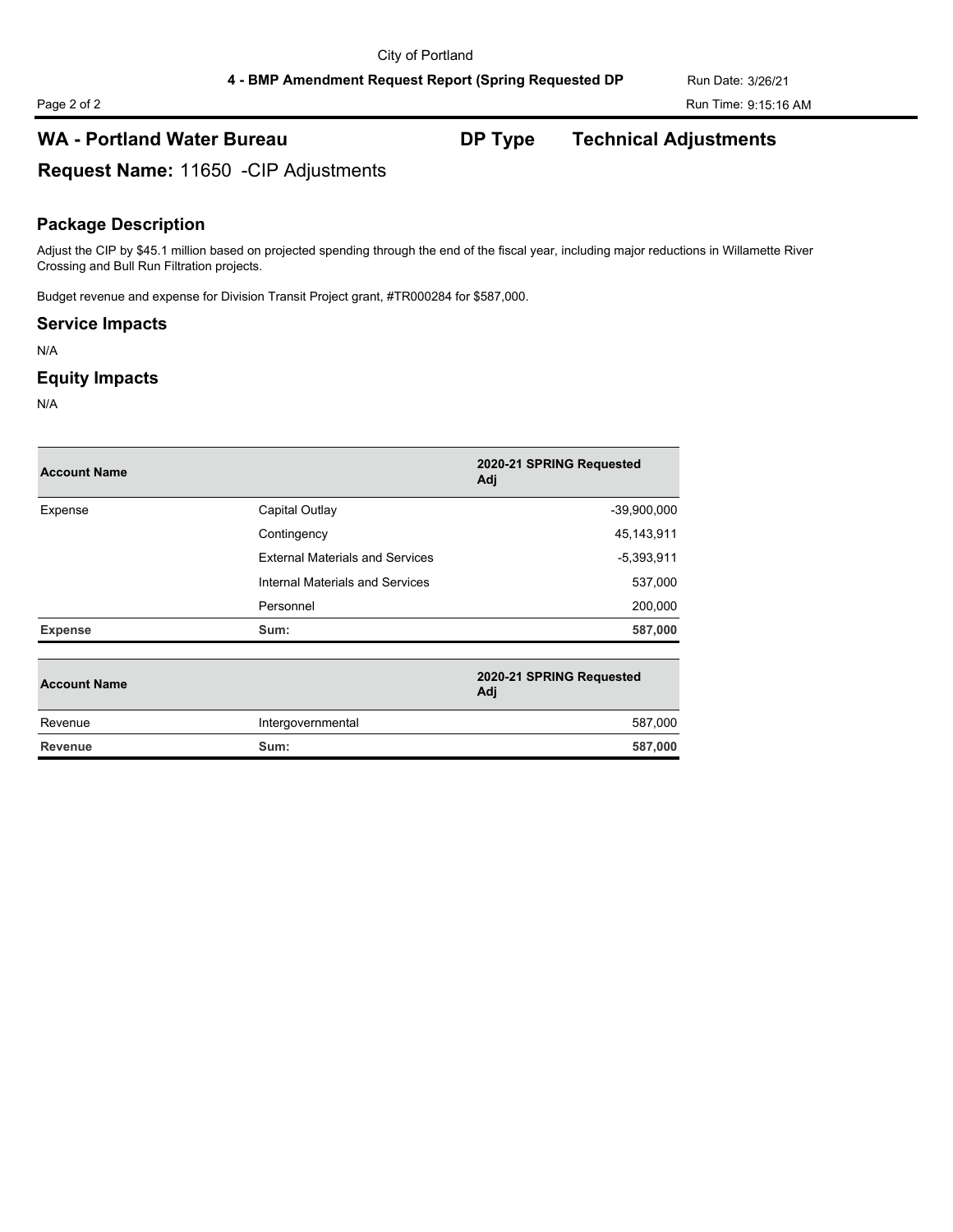City of Portland

**4 - BMP Amendment Request Report (Spring Requested DP**

Run Date: 3/26/21

Run Time: 9:15:16 AM

## WA - Portland Water Bureau

**DP Type** **Technical Adjustments**

**Request Name:** 11650 -CIP Adjustments

### Package Description

Adjust the CIP by $45.1 million based on projected spending through the end of the fiscal year, including major reductions in Willamette River Crossing and Bull Run Filtration projects.

Budget revenue and expense for Division Transit Project grant, #TR000284 for $587,000.

### Service Impacts

N/A

### Equity Impacts

N/A

| Account Name | | 2020-21 SPRING Requested Adj |
|---|---|---|
| Expense | Capital Outlay | -39,900,000 |
| | Contingency | 45,143,911 |
| | External Materials and Services | -5,393,911 |
| | Internal Materials and Services | 537,000 |
| | Personnel | 200,000 |
| **Expense** | **Sum:** | **587,000** |

| Account Name | | 2020-21 SPRING Requested Adj |
|---|---|---|
| Revenue | Intergovernmental | 587,000 |
| **Revenue** | **Sum:** | **587,000** |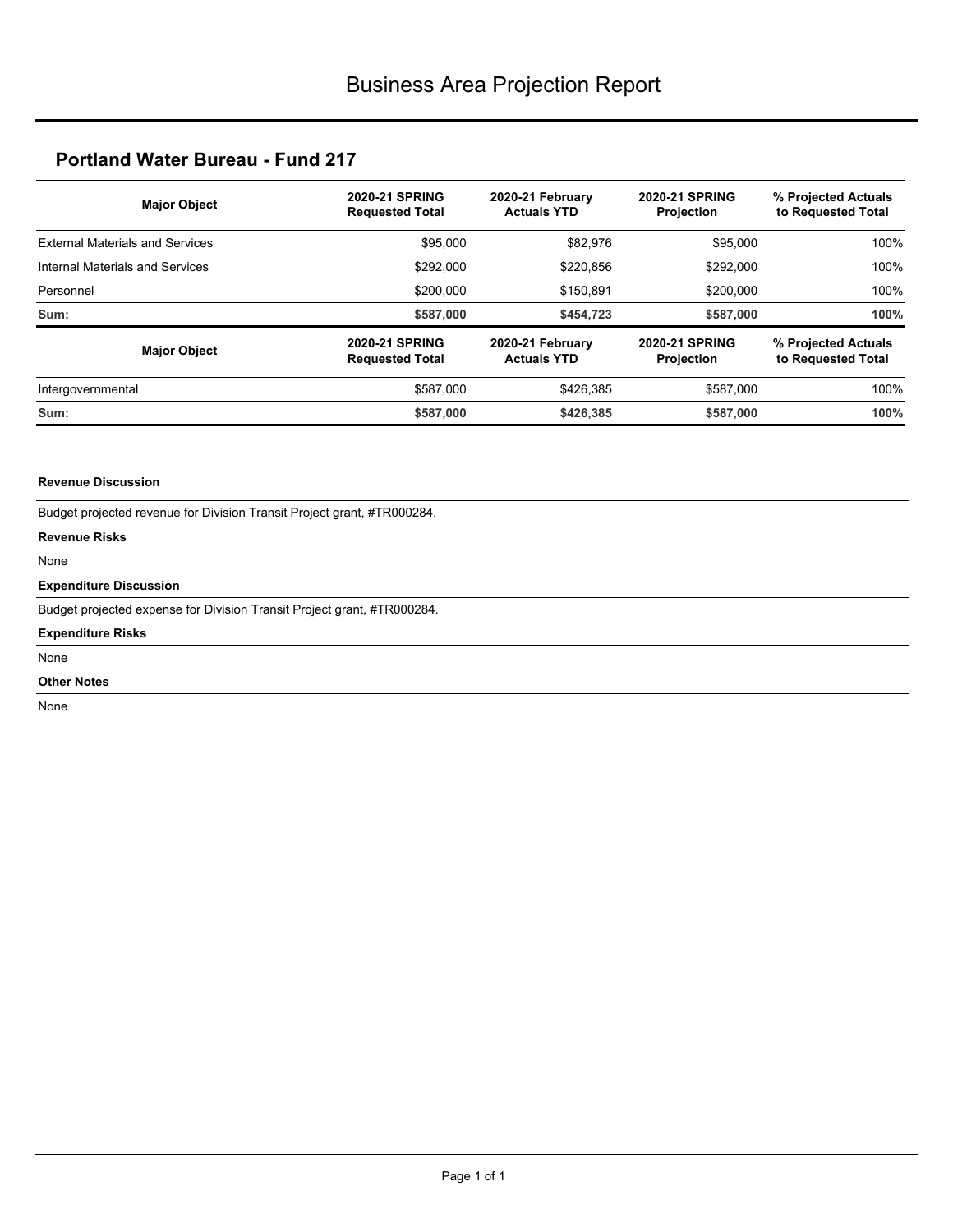# Business Area Projection Report

## Portland Water Bureau - Fund 217

| Major Object | 2020-21 SPRING Requested Total | 2020-21 February Actuals YTD | 2020-21 SPRING Projection | % Projected Actuals to Requested Total |
|---|---|---|---|---|
| External Materials and Services | $95,000 | $82,976 | $95,000 | 100% |
| Internal Materials and Services | $292,000 | $220,856 | $292,000 | 100% |
| Personnel | $200,000 | $150,891 | $200,000 | 100% |
| **Sum:** | **$587,000** | **$454,723** | **$587,000** | **100%** |

| Major Object | 2020-21 SPRING Requested Total | 2020-21 February Actuals YTD | 2020-21 SPRING Projection | % Projected Actuals to Requested Total |
|---|---|---|---|---|
| Intergovernmental | $587,000 | $426,385 | $587,000 | 100% |
| **Sum:** | **$587,000** | **$426,385** | **$587,000** | **100%** |

**Revenue Discussion**

Budget projected revenue for Division Transit Project grant, #TR000284.

**Revenue Risks**

None

**Expenditure Discussion**

Budget projected expense for Division Transit Project grant, #TR000284.

**Expenditure Risks**

None

**Other Notes**

None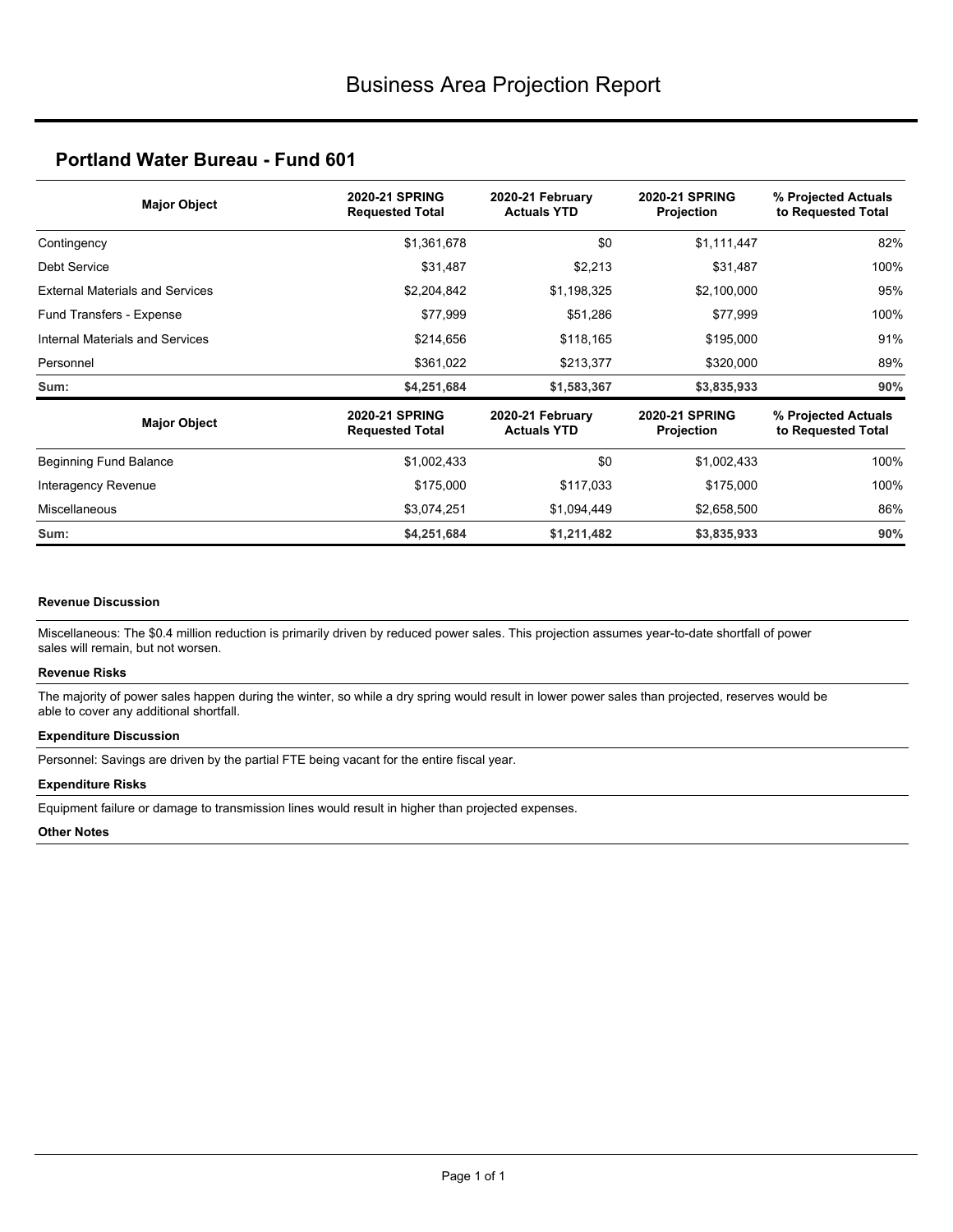# Business Area Projection Report

## Portland Water Bureau - Fund 601

| Major Object | 2020-21 SPRING Requested Total | 2020-21 February Actuals YTD | 2020-21 SPRING Projection | % Projected Actuals to Requested Total |
|---|---|---|---|---|
| Contingency | $1,361,678 | $0 | $1,111,447 | 82% |
| Debt Service | $31,487 | $2,213 | $31,487 | 100% |
| External Materials and Services | $2,204,842 | $1,198,325 | $2,100,000 | 95% |
| Fund Transfers - Expense | $77,999 | $51,286 | $77,999 | 100% |
| Internal Materials and Services | $214,656 | $118,165 | $195,000 | 91% |
| Personnel | $361,022 | $213,377 | $320,000 | 89% |
| **Sum:** | **$4,251,684** | **$1,583,367** | **$3,835,933** | **90%** |

| Major Object | 2020-21 SPRING Requested Total | 2020-21 February Actuals YTD | 2020-21 SPRING Projection | % Projected Actuals to Requested Total |
|---|---|---|---|---|
| Beginning Fund Balance | $1,002,433 | $0 | $1,002,433 | 100% |
| Interagency Revenue | $175,000 | $117,033 | $175,000 | 100% |
| Miscellaneous | $3,074,251 | $1,094,449 | $2,658,500 | 86% |
| **Sum:** | **$4,251,684** | **$1,211,482** | **$3,835,933** | **90%** |

#### Revenue Discussion

Miscellaneous: The $0.4 million reduction is primarily driven by reduced power sales. This projection assumes year-to-date shortfall of power sales will remain, but not worsen.

#### Revenue Risks

The majority of power sales happen during the winter, so while a dry spring would result in lower power sales than projected, reserves would be able to cover any additional shortfall.

#### Expenditure Discussion

Personnel: Savings are driven by the partial FTE being vacant for the entire fiscal year.

#### Expenditure Risks

Equipment failure or damage to transmission lines would result in higher than projected expenses.

#### Other Notes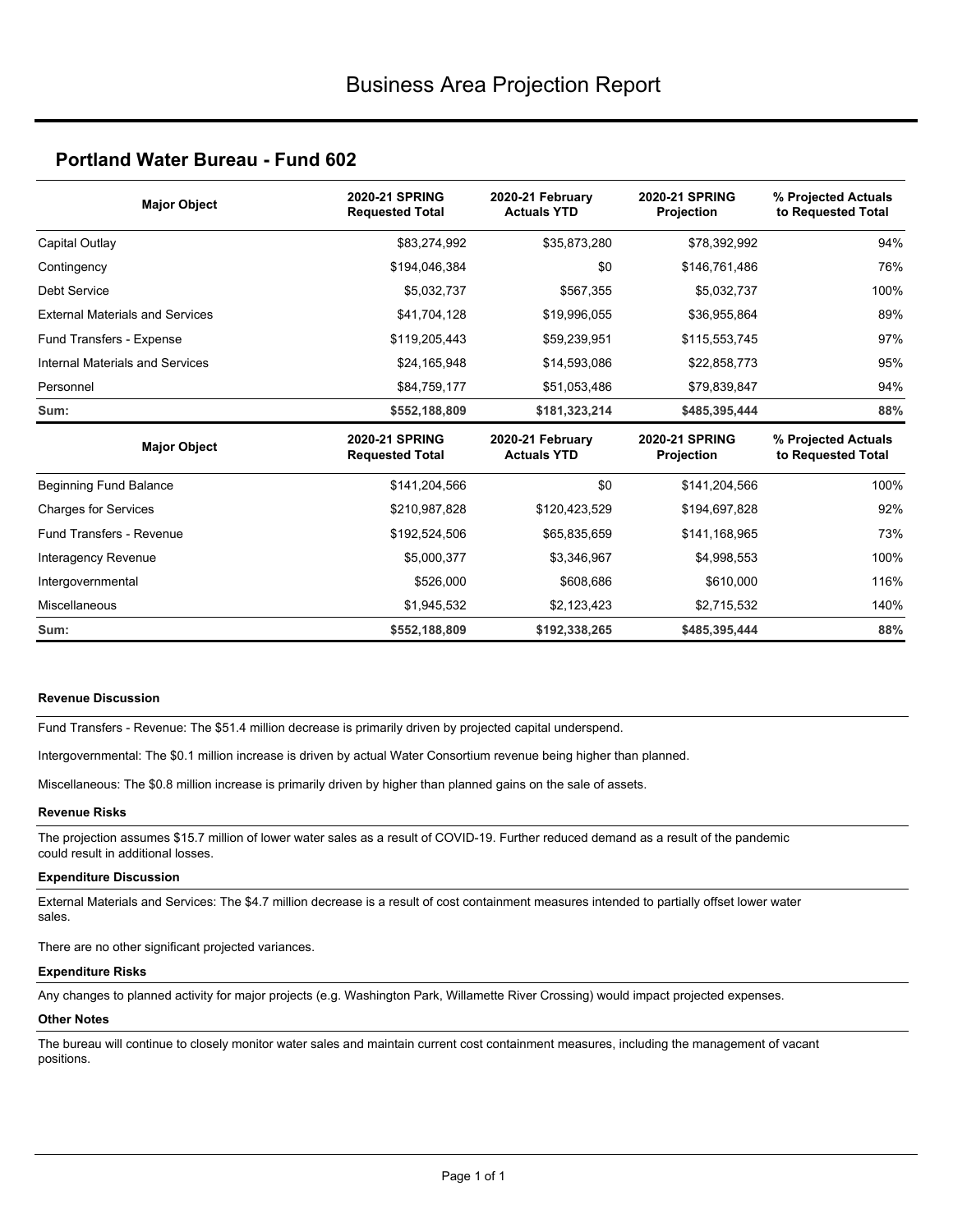# Business Area Projection Report

## Portland Water Bureau - Fund 602

| Major Object | 2020-21 SPRING Requested Total | 2020-21 February Actuals YTD | 2020-21 SPRING Projection | % Projected Actuals to Requested Total |
|---|---|---|---|---|
| Capital Outlay | $83,274,992 | $35,873,280 | $78,392,992 | 94% |
| Contingency | $194,046,384 | $0 | $146,761,486 | 76% |
| Debt Service | $5,032,737 | $567,355 | $5,032,737 | 100% |
| External Materials and Services | $41,704,128 | $19,996,055 | $36,955,864 | 89% |
| Fund Transfers - Expense | $119,205,443 | $59,239,951 | $115,553,745 | 97% |
| Internal Materials and Services | $24,165,948 | $14,593,086 | $22,858,773 | 95% |
| Personnel | $84,759,177 | $51,053,486 | $79,839,847 | 94% |
| **Sum:** | **$552,188,809** | **$181,323,214** | **$485,395,444** | **88%** |

| Major Object | 2020-21 SPRING Requested Total | 2020-21 February Actuals YTD | 2020-21 SPRING Projection | % Projected Actuals to Requested Total |
|---|---|---|---|---|
| Beginning Fund Balance | $141,204,566 | $0 | $141,204,566 | 100% |
| Charges for Services | $210,987,828 | $120,423,529 | $194,697,828 | 92% |
| Fund Transfers - Revenue | $192,524,506 | $65,835,659 | $141,168,965 | 73% |
| Interagency Revenue | $5,000,377 | $3,346,967 | $4,998,553 | 100% |
| Intergovernmental | $526,000 | $608,686 | $610,000 | 116% |
| Miscellaneous | $1,945,532 | $2,123,423 | $2,715,532 | 140% |
| **Sum:** | **$552,188,809** | **$192,338,265** | **$485,395,444** | **88%** |

**Revenue Discussion**

Fund Transfers - Revenue: The $51.4 million decrease is primarily driven by projected capital underspend.

Intergovernmental: The $0.1 million increase is driven by actual Water Consortium revenue being higher than planned.

Miscellaneous: The $0.8 million increase is primarily driven by higher than planned gains on the sale of assets.

**Revenue Risks**

The projection assumes $15.7 million of lower water sales as a result of COVID-19. Further reduced demand as a result of the pandemic could result in additional losses.

**Expenditure Discussion**

External Materials and Services: The $4.7 million decrease is a result of cost containment measures intended to partially offset lower water sales.

There are no other significant projected variances.

**Expenditure Risks**

Any changes to planned activity for major projects (e.g. Washington Park, Willamette River Crossing) would impact projected expenses.

**Other Notes**

The bureau will continue to closely monitor water sales and maintain current cost containment measures, including the management of vacant positions.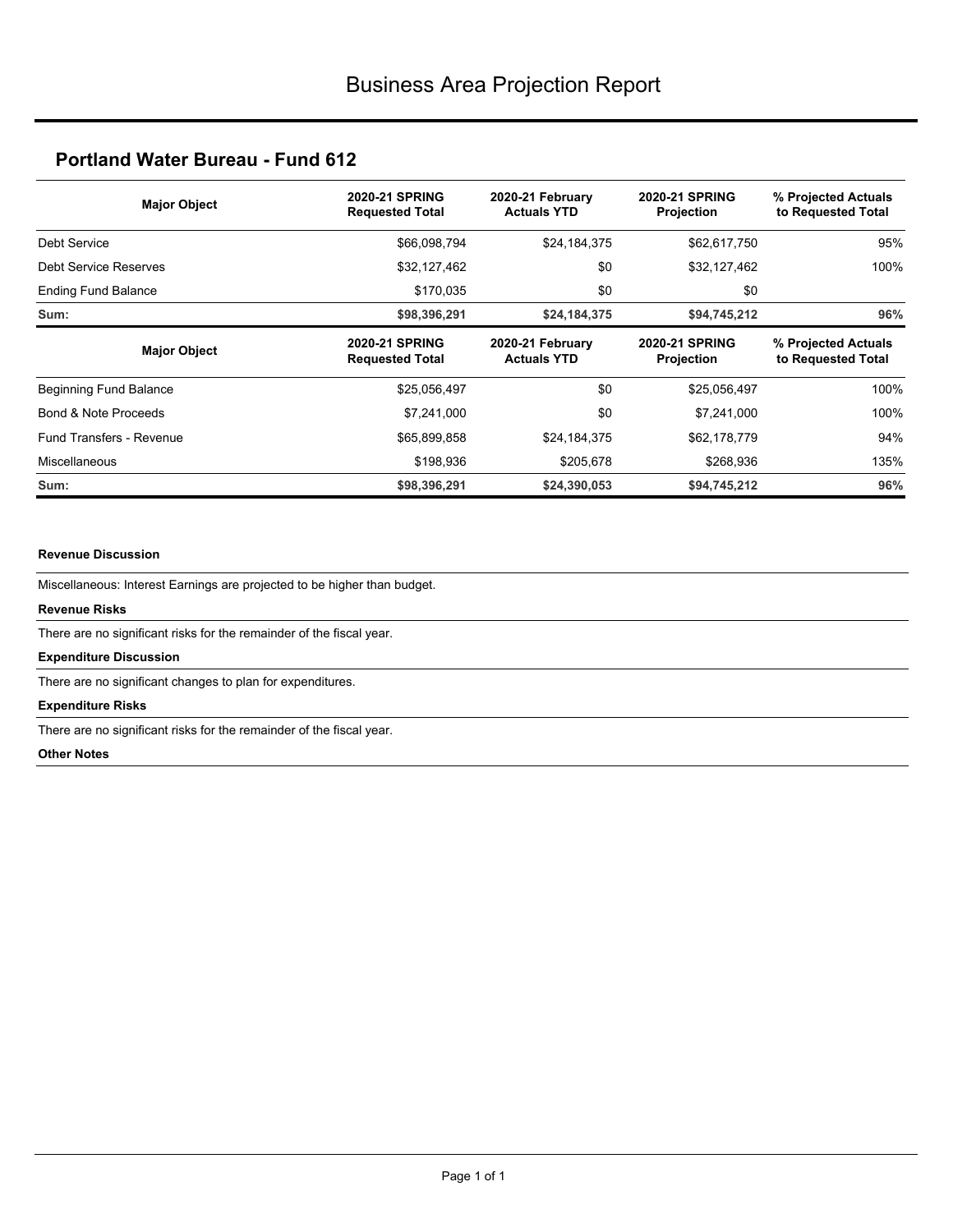# Business Area Projection Report

## Portland Water Bureau - Fund 612

| Major Object | 2020-21 SPRING Requested Total | 2020-21 February Actuals YTD | 2020-21 SPRING Projection | % Projected Actuals to Requested Total |
|---|---|---|---|---|
| Debt Service | $66,098,794 | $24,184,375 | $62,617,750 | 95% |
| Debt Service Reserves | $32,127,462 | $0 | $32,127,462 | 100% |
| Ending Fund Balance | $170,035 | $0 | $0 | |
| **Sum:** | **$98,396,291** | **$24,184,375** | **$94,745,212** | **96%** |

| Major Object | 2020-21 SPRING Requested Total | 2020-21 February Actuals YTD | 2020-21 SPRING Projection | % Projected Actuals to Requested Total |
|---|---|---|---|---|
| Beginning Fund Balance | $25,056,497 | $0 | $25,056,497 | 100% |
| Bond & Note Proceeds | $7,241,000 | $0 | $7,241,000 | 100% |
| Fund Transfers - Revenue | $65,899,858 | $24,184,375 | $62,178,779 | 94% |
| Miscellaneous | $198,936 | $205,678 | $268,936 | 135% |
| **Sum:** | **$98,396,291** | **$24,390,053** | **$94,745,212** | **96%** |

**Revenue Discussion**

Miscellaneous: Interest Earnings are projected to be higher than budget.

**Revenue Risks**

There are no significant risks for the remainder of the fiscal year.

**Expenditure Discussion**

There are no significant changes to plan for expenditures.

**Expenditure Risks**

There are no significant risks for the remainder of the fiscal year.

**Other Notes**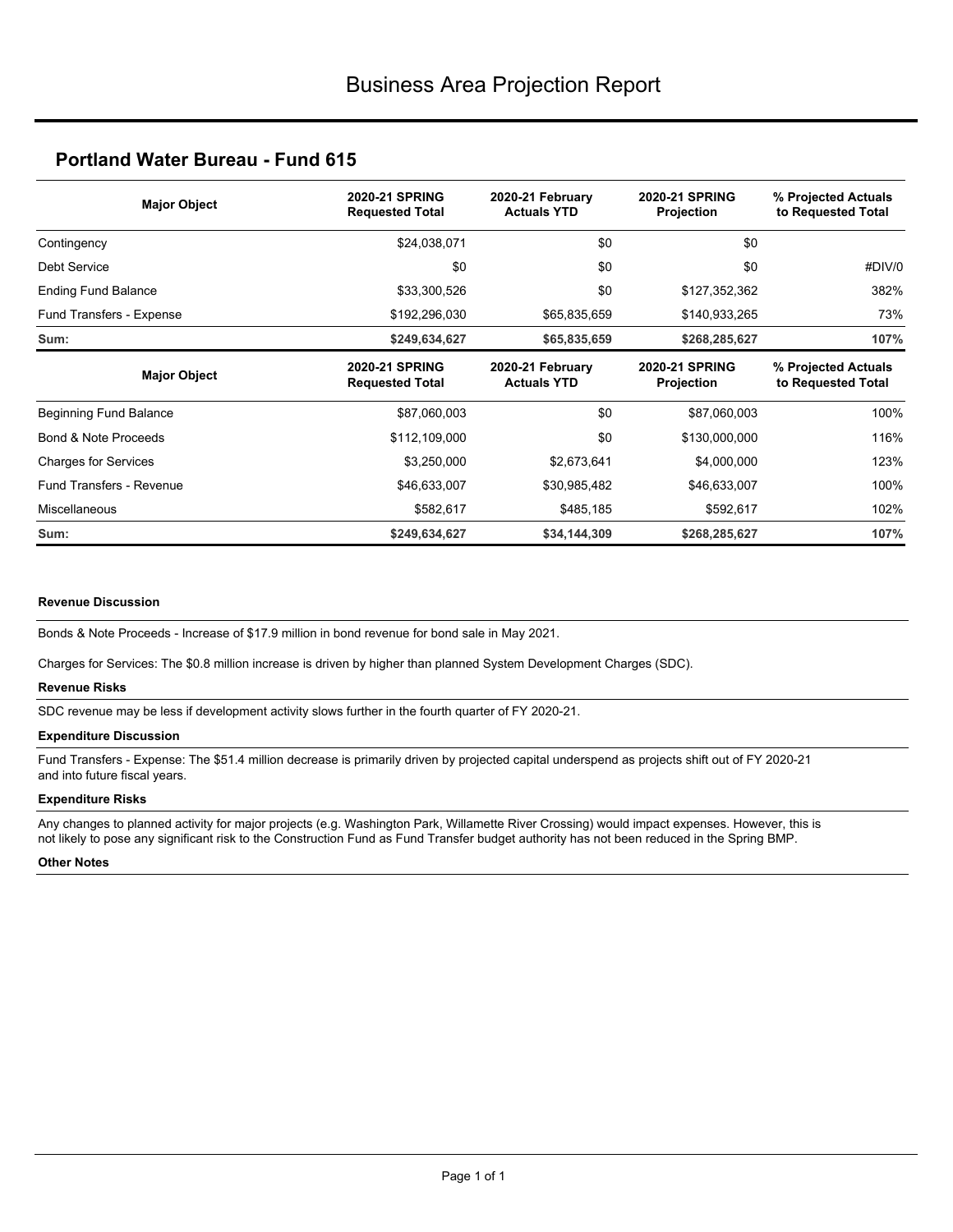# Business Area Projection Report

## Portland Water Bureau - Fund 615

| Major Object | 2020-21 SPRING Requested Total | 2020-21 February Actuals YTD | 2020-21 SPRING Projection | % Projected Actuals to Requested Total |
|---|---|---|---|---|
| Contingency | $24,038,071 | $0 | $0 | |
| Debt Service | $0 | $0 | $0 | #DIV/0 |
| Ending Fund Balance | $33,300,526 | $0 | $127,352,362 | 382% |
| Fund Transfers - Expense | $192,296,030 | $65,835,659 | $140,933,265 | 73% |
| **Sum:** | **$249,634,627** | **$65,835,659** | **$268,285,627** | **107%** |

| Major Object | 2020-21 SPRING Requested Total | 2020-21 February Actuals YTD | 2020-21 SPRING Projection | % Projected Actuals to Requested Total |
|---|---|---|---|---|
| Beginning Fund Balance | $87,060,003 | $0 | $87,060,003 | 100% |
| Bond & Note Proceeds | $112,109,000 | $0 | $130,000,000 | 116% |
| Charges for Services | $3,250,000 | $2,673,641 | $4,000,000 | 123% |
| Fund Transfers - Revenue | $46,633,007 | $30,985,482 | $46,633,007 | 100% |
| Miscellaneous | $582,617 | $485,185 | $592,617 | 102% |
| **Sum:** | **$249,634,627** | **$34,144,309** | **$268,285,627** | **107%** |

#### Revenue Discussion

Bonds & Note Proceeds - Increase of $17.9 million in bond revenue for bond sale in May 2021.

Charges for Services: The $0.8 million increase is driven by higher than planned System Development Charges (SDC).

#### Revenue Risks

SDC revenue may be less if development activity slows further in the fourth quarter of FY 2020-21.

#### Expenditure Discussion

Fund Transfers - Expense: The $51.4 million decrease is primarily driven by projected capital underspend as projects shift out of FY 2020-21 and into future fiscal years.

#### Expenditure Risks

Any changes to planned activity for major projects (e.g. Washington Park, Willamette River Crossing) would impact expenses. However, this is not likely to pose any significant risk to the Construction Fund as Fund Transfer budget authority has not been reduced in the Spring BMP.

#### Other Notes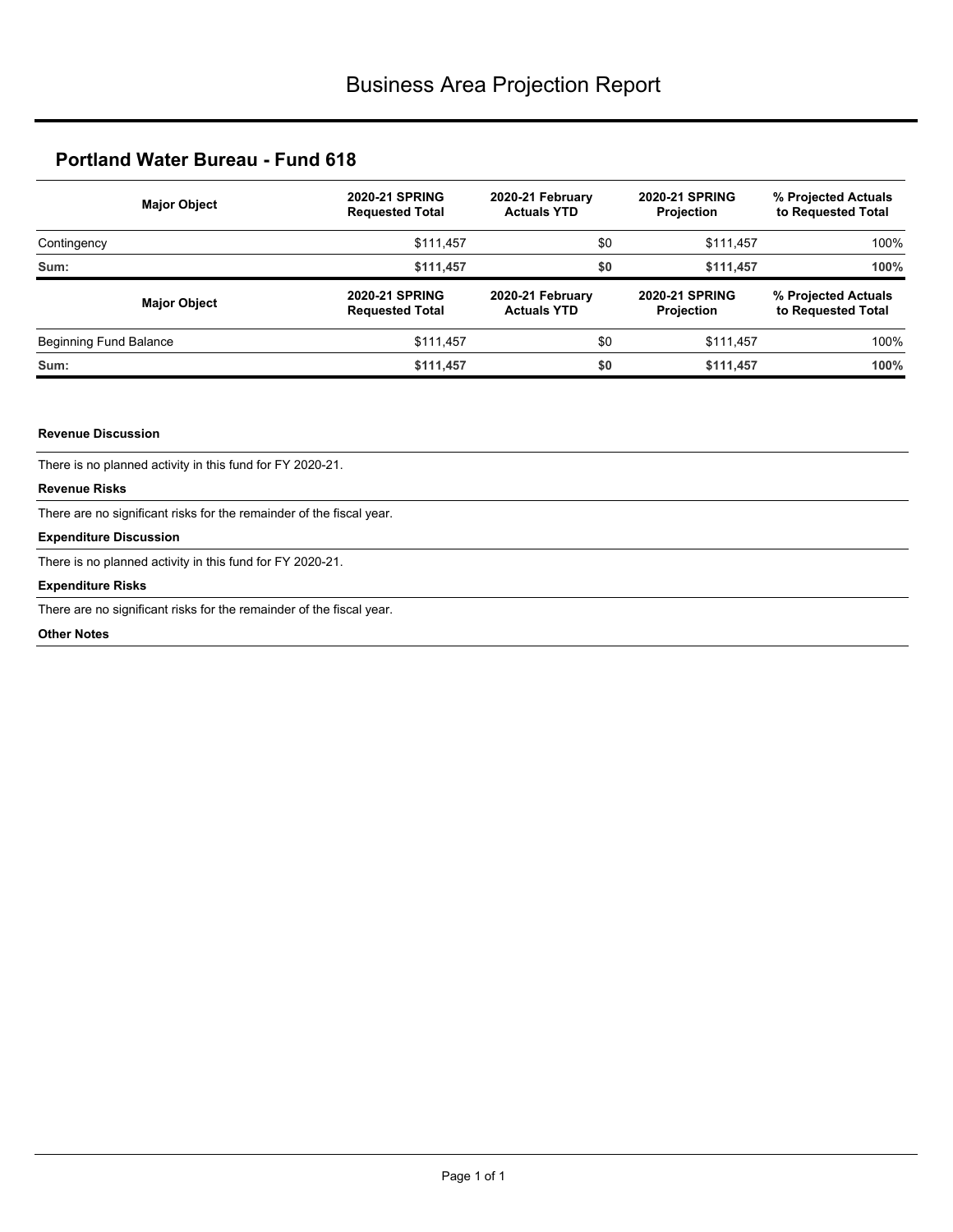# Business Area Projection Report

## Portland Water Bureau - Fund 618

| Major Object | 2020-21 SPRING Requested Total | 2020-21 February Actuals YTD | 2020-21 SPRING Projection | % Projected Actuals to Requested Total |
|---|---|---|---|---|
| Contingency | $111,457 | $0 | $111,457 | 100% |
| **Sum:** | **$111,457** | **$0** | **$111,457** | **100%** |

| Major Object | 2020-21 SPRING Requested Total | 2020-21 February Actuals YTD | 2020-21 SPRING Projection | % Projected Actuals to Requested Total |
|---|---|---|---|---|
| Beginning Fund Balance | $111,457 | $0 | $111,457 | 100% |
| **Sum:** | **$111,457** | **$0** | **$111,457** | **100%** |

**Revenue Discussion**

There is no planned activity in this fund for FY 2020-21.

**Revenue Risks**

There are no significant risks for the remainder of the fiscal year.

**Expenditure Discussion**

There is no planned activity in this fund for FY 2020-21.

**Expenditure Risks**

There are no significant risks for the remainder of the fiscal year.

**Other Notes**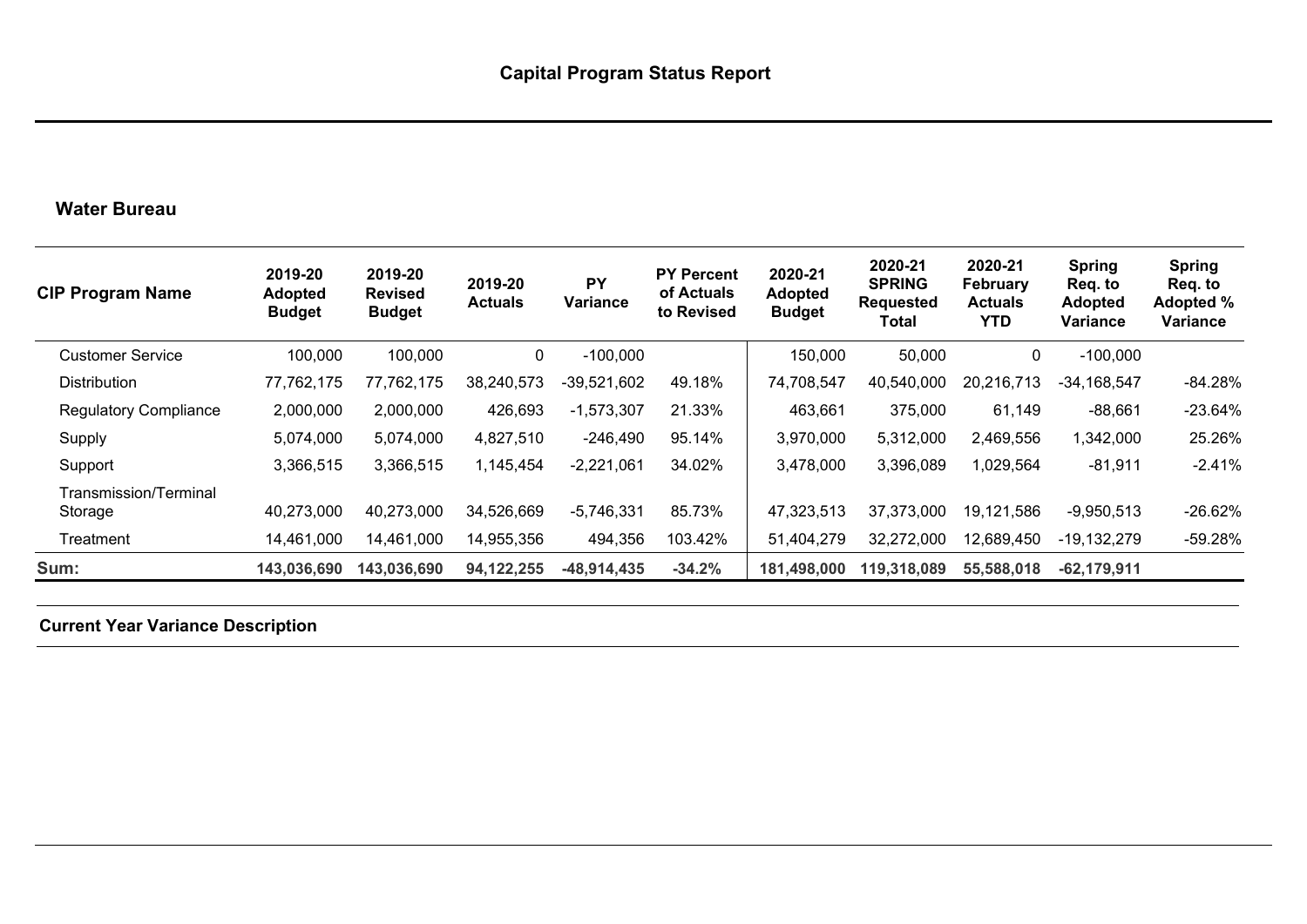# Capital Program Status Report

## Water Bureau

| CIP Program Name | 2019-20 Adopted Budget | 2019-20 Revised Budget | 2019-20 Actuals | PY Variance | PY Percent of Actuals to Revised | 2020-21 Adopted Budget | 2020-21 SPRING Requested Total | 2020-21 February Actuals YTD | Spring Req. to Adopted Variance | Spring Req. to Adopted % Variance |
|---|---|---|---|---|---|---|---|---|---|---|
| Customer Service | 100,000 | 100,000 | 0 | -100,000 | | 150,000 | 50,000 | 0 | -100,000 | |
| Distribution | 77,762,175 | 77,762,175 | 38,240,573 | -39,521,602 | 49.18% | 74,708,547 | 40,540,000 | 20,216,713 | -34,168,547 | -84.28% |
| Regulatory Compliance | 2,000,000 | 2,000,000 | 426,693 | -1,573,307 | 21.33% | 463,661 | 375,000 | 61,149 | -88,661 | -23.64% |
| Supply | 5,074,000 | 5,074,000 | 4,827,510 | -246,490 | 95.14% | 3,970,000 | 5,312,000 | 2,469,556 | 1,342,000 | 25.26% |
| Support | 3,366,515 | 3,366,515 | 1,145,454 | -2,221,061 | 34.02% | 3,478,000 | 3,396,089 | 1,029,564 | -81,911 | -2.41% |
| Transmission/Terminal Storage | 40,273,000 | 40,273,000 | 34,526,669 | -5,746,331 | 85.73% | 47,323,513 | 37,373,000 | 19,121,586 | -9,950,513 | -26.62% |
| Treatment | 14,461,000 | 14,461,000 | 14,955,356 | 494,356 | 103.42% | 51,404,279 | 32,272,000 | 12,689,450 | -19,132,279 | -59.28% |
| **Sum:** | **143,036,690** | **143,036,690** | **94,122,255** | **-48,914,435** | **-34.2%** | **181,498,000** | **119,318,089** | **55,588,018** | **-62,179,911** | |

**Current Year Variance Description**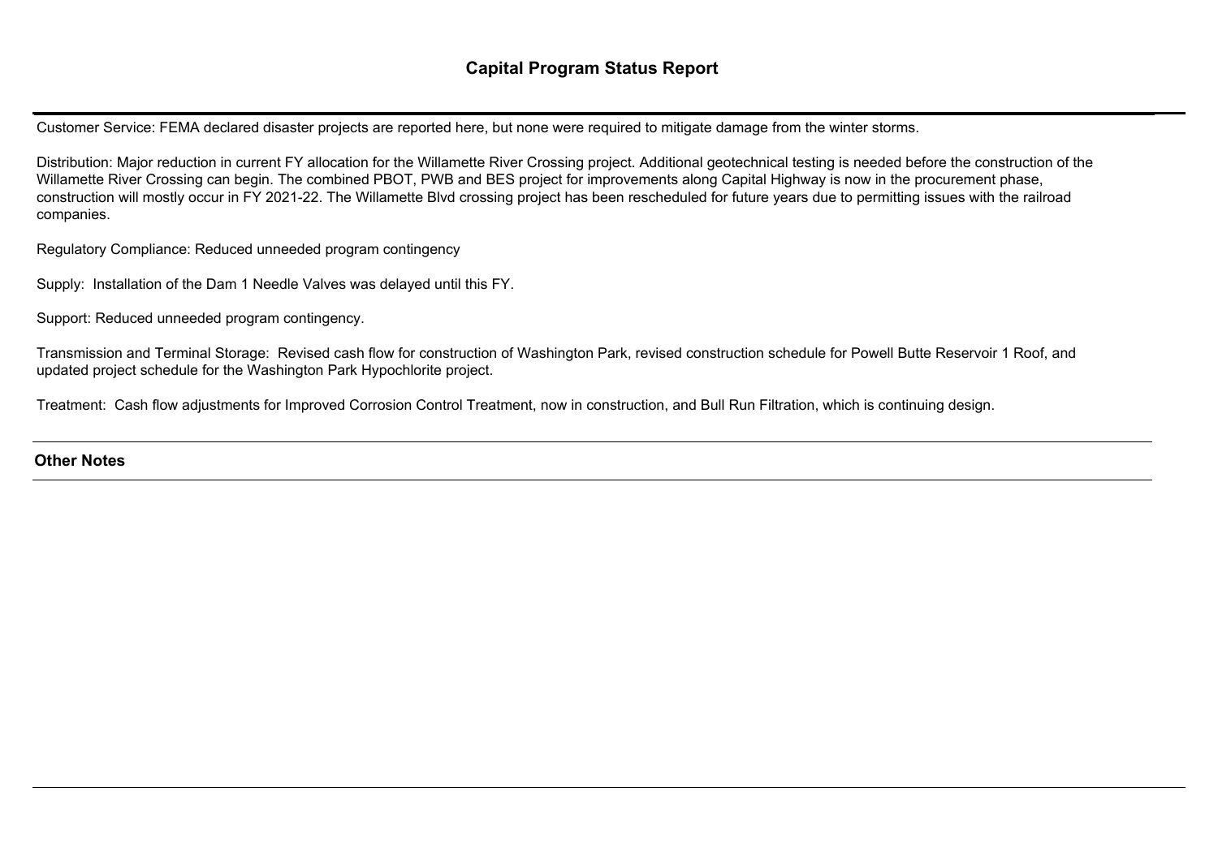# Capital Program Status Report

Customer Service: FEMA declared disaster projects are reported here, but none were required to mitigate damage from the winter storms.

Distribution: Major reduction in current FY allocation for the Willamette River Crossing project. Additional geotechnical testing is needed before the construction of the Willamette River Crossing can begin. The combined PBOT, PWB and BES project for improvements along Capital Highway is now in the procurement phase, construction will mostly occur in FY 2021-22. The Willamette Blvd crossing project has been rescheduled for future years due to permitting issues with the railroad companies.

Regulatory Compliance: Reduced unneeded program contingency

Supply: Installation of the Dam 1 Needle Valves was delayed until this FY.

Support: Reduced unneeded program contingency.

Transmission and Terminal Storage: Revised cash flow for construction of Washington Park, revised construction schedule for Powell Butte Reservoir 1 Roof, and updated project schedule for the Washington Park Hypochlorite project.

Treatment: Cash flow adjustments for Improved Corrosion Control Treatment, now in construction, and Bull Run Filtration, which is continuing design.

## Other Notes